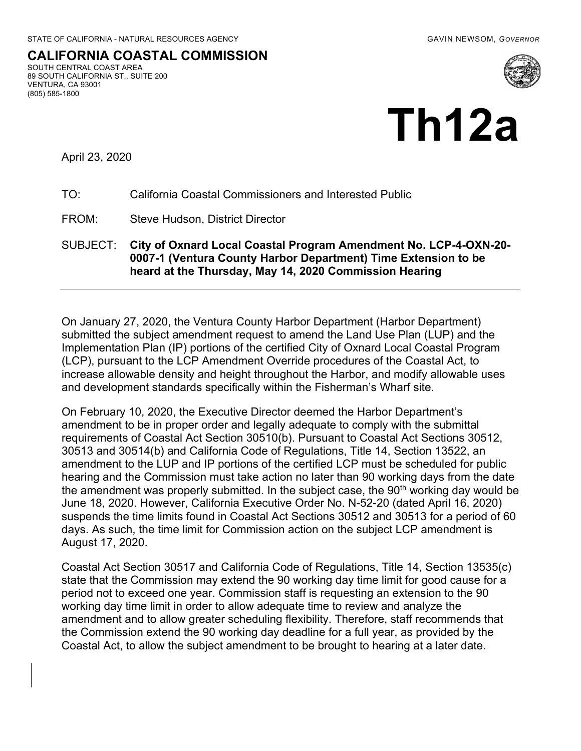STATE OF CALIFORNIA - NATURAL RESOURCES AGENCY GAVIN NEWSOM, *GOVERNOR*

**CALIFORNIA COASTAL COMMISSION**
SOUTH CENTRAL COAST AREA
89 SOUTH CALIFORNIA ST., SUITE 200
VENTURA, CA 93001
(805) 585-1800

# Th12a

April 23, 2020

TO: California Coastal Commissioners and Interested Public

FROM: Steve Hudson, District Director

SUBJECT: **City of Oxnard Local Coastal Program Amendment No. LCP-4-OXN-20-0007-1 (Ventura County Harbor Department) Time Extension to be heard at the Thursday, May 14, 2020 Commission Hearing**

---

On January 27, 2020, the Ventura County Harbor Department (Harbor Department) submitted the subject amendment request to amend the Land Use Plan (LUP) and the Implementation Plan (IP) portions of the certified City of Oxnard Local Coastal Program (LCP), pursuant to the LCP Amendment Override procedures of the Coastal Act, to increase allowable density and height throughout the Harbor, and modify allowable uses and development standards specifically within the Fisherman's Wharf site.

On February 10, 2020, the Executive Director deemed the Harbor Department's amendment to be in proper order and legally adequate to comply with the submittal requirements of Coastal Act Section 30510(b). Pursuant to Coastal Act Sections 30512, 30513 and 30514(b) and California Code of Regulations, Title 14, Section 13522, an amendment to the LUP and IP portions of the certified LCP must be scheduled for public hearing and the Commission must take action no later than 90 working days from the date the amendment was properly submitted. In the subject case, the 90th working day would be June 18, 2020. However, California Executive Order No. N-52-20 (dated April 16, 2020) suspends the time limits found in Coastal Act Sections 30512 and 30513 for a period of 60 days. As such, the time limit for Commission action on the subject LCP amendment is August 17, 2020.

Coastal Act Section 30517 and California Code of Regulations, Title 14, Section 13535(c) state that the Commission may extend the 90 working day time limit for good cause for a period not to exceed one year. Commission staff is requesting an extension to the 90 working day time limit in order to allow adequate time to review and analyze the amendment and to allow greater scheduling flexibility. Therefore, staff recommends that the Commission extend the 90 working day deadline for a full year, as provided by the Coastal Act, to allow the subject amendment to be brought to hearing at a later date.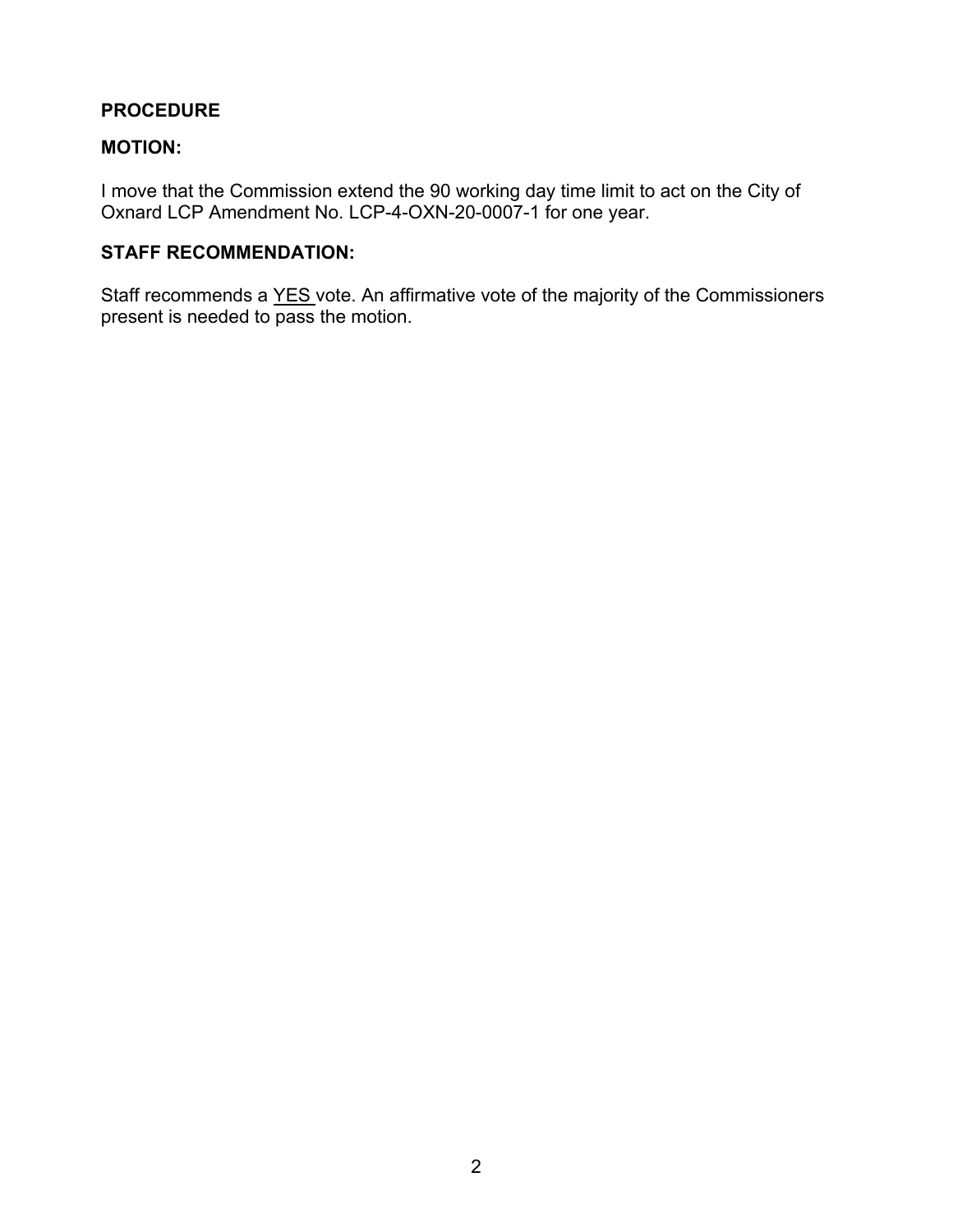## PROCEDURE

### MOTION:

I move that the Commission extend the 90 working day time limit to act on the City of Oxnard LCP Amendment No. LCP-4-OXN-20-0007-1 for one year.

### STAFF RECOMMENDATION:

Staff recommends a <u>YES</u> vote. An affirmative vote of the majority of the Commissioners present is needed to pass the motion.